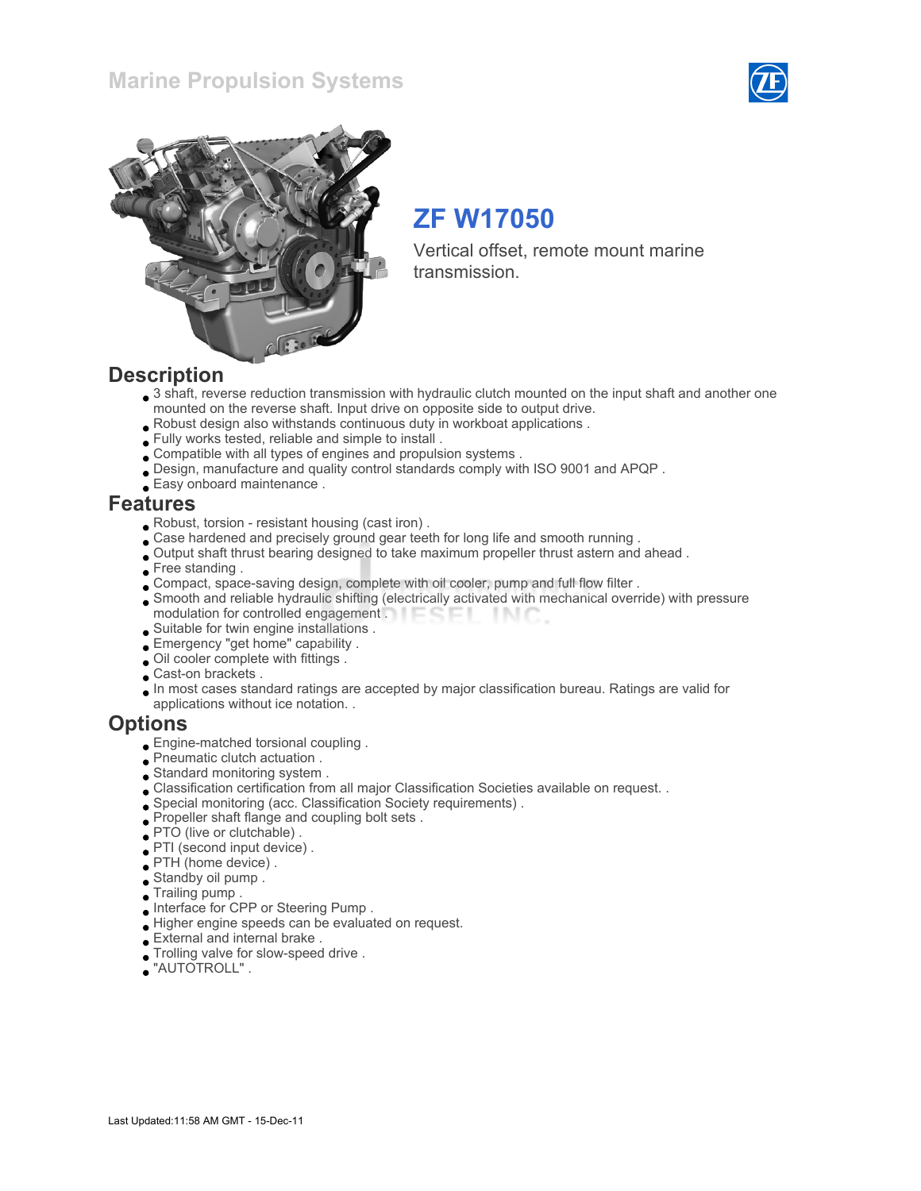# Marine Propulsion Systems

## ZF W17050

Vertical offset, remote mount marine transmission.

## Description

- 3 shaft, reverse reduction transmission with hydraulic clutch mounted on the input shaft and another one mounted on the reverse shaft. Input drive on opposite side to output drive.
- Robust design also withstands continuous duty in workboat applications .
- Fully works tested, reliable and simple to install .
- Compatible with all types of engines and propulsion systems .
- Design, manufacture and quality control standards comply with ISO 9001 and APQP .
- Easy onboard maintenance .

## Features

- Robust, torsion - resistant housing (cast iron) .
- Case hardened and precisely ground gear teeth for long life and smooth running .
- Output shaft thrust bearing designed to take maximum propeller thrust astern and ahead .
- Free standing .
- Compact, space-saving design, complete with oil cooler, pump and full flow filter .
- Smooth and reliable hydraulic shifting (electrically activated with mechanical override) with pressure modulation for controlled engagement .
- Suitable for twin engine installations .
- Emergency "get home" capability .
- Oil cooler complete with fittings .
- Cast-on brackets .
- In most cases standard ratings are accepted by major classification bureau. Ratings are valid for applications without ice notation. .

## Options

- Engine-matched torsional coupling .
- Pneumatic clutch actuation .
- Standard monitoring system .
- Classification certification from all major Classification Societies available on request. .
- Special monitoring (acc. Classification Society requirements) .
- Propeller shaft flange and coupling bolt sets .
- PTO (live or clutchable) .
- PTI (second input device) .
- PTH (home device) .
- Standby oil pump .
- Trailing pump .
- Interface for CPP or Steering Pump .
- Higher engine speeds can be evaluated on request.
- External and internal brake .
- Trolling valve for slow-speed drive .
- "AUTOTROLL" .

Last Updated:11:58 AM GMT - 15-Dec-11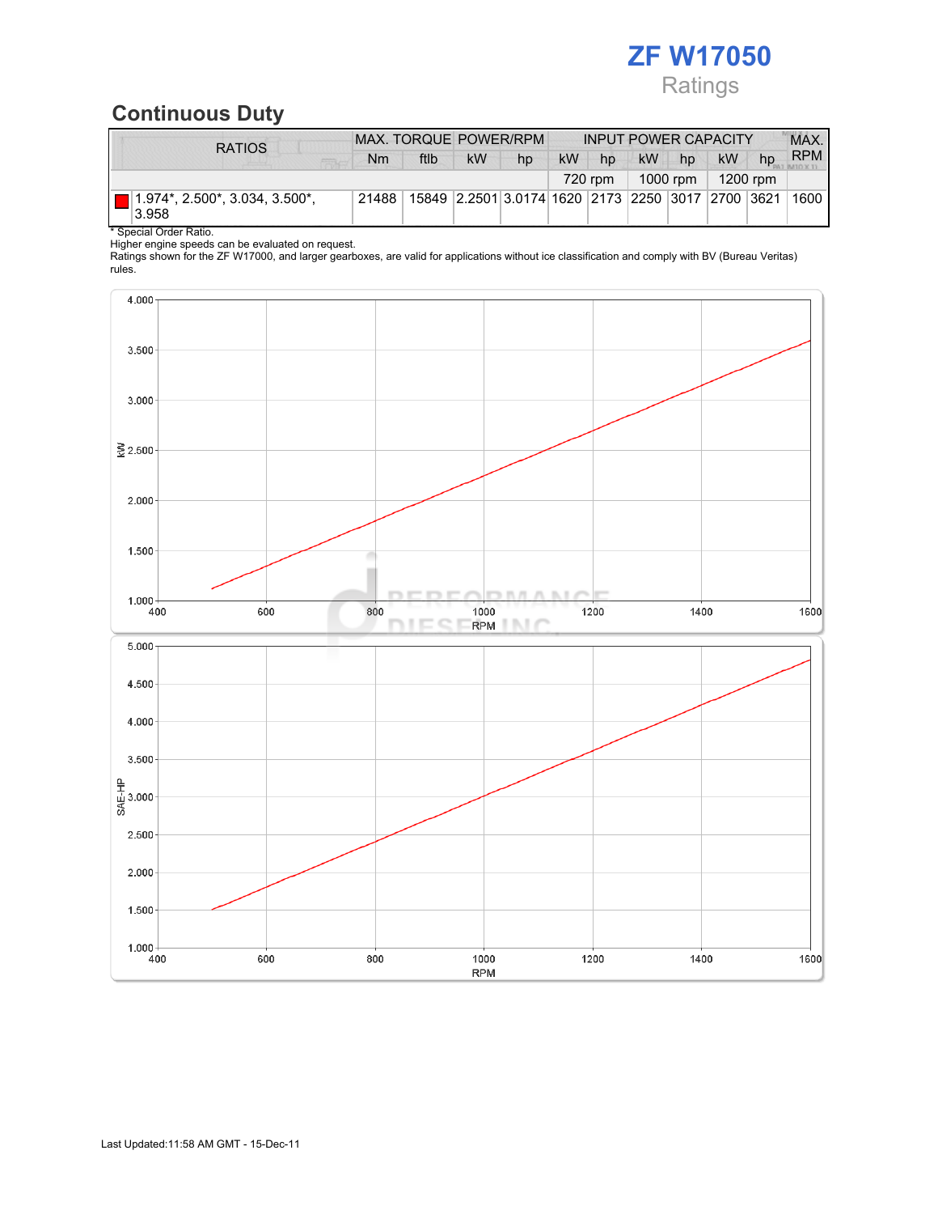# ZF W17050

Ratings

## Continuous Duty

| RATIOS | MAX. TORQUE | | POWER/RPM | | INPUT POWER CAPACITY | | | | | | MAX. RPM |
|---|---|---|---|---|---|---|---|---|---|---|---|
| | Nm | ftlb | kW | hp | kW | hp | kW | hp | kW | hp | |
| | | | | | 720 rpm | | 1000 rpm | | 1200 rpm | | |
| 1.974*, 2.500*, 3.034, 3.500*, 3.958 | 21488 | 15849 | 2.2501 | 3.0174 | 1620 | 2173 | 2250 | 3017 | 2700 | 3621 | 1600 |

\* Special Order Ratio.
Higher engine speeds can be evaluated on request.
Ratings shown for the ZF W17000, and larger gearboxes, are valid for applications without ice classification and comply with BV (Bureau Veritas) rules.

Last Updated:11:58 AM GMT - 15-Dec-11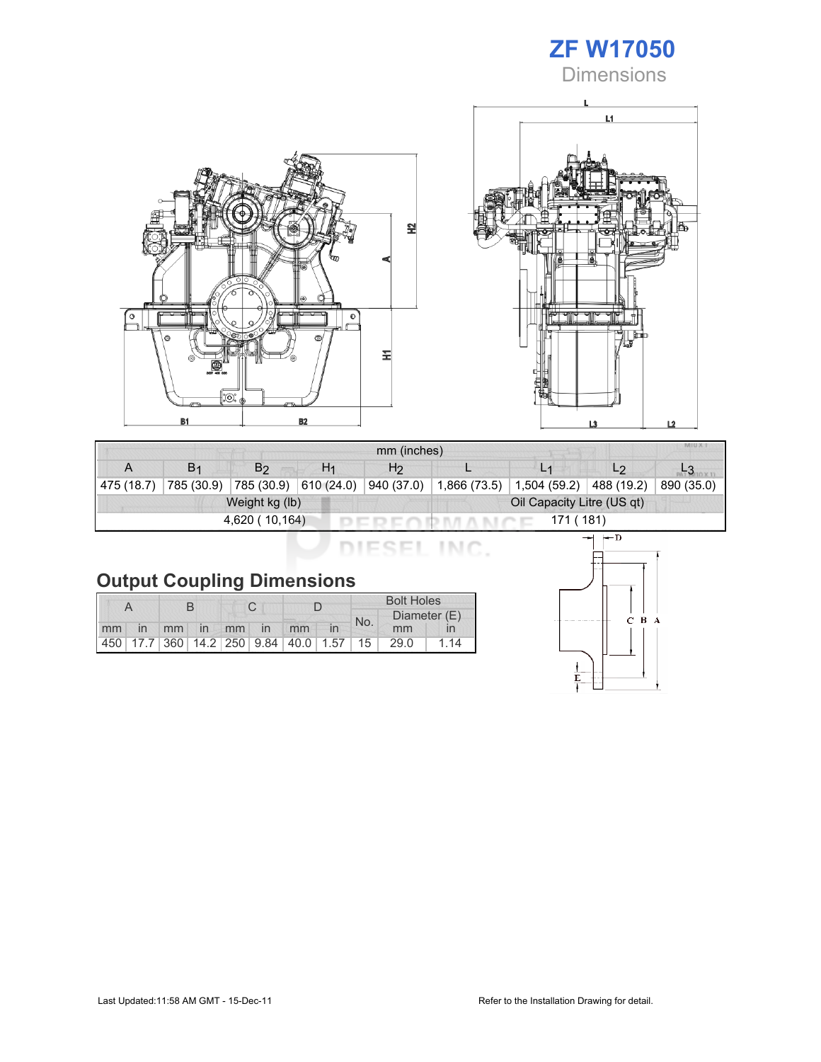# ZF W17050

## Dimensions

| mm (inches) | | | | | | | | |
|---|---|---|---|---|---|---|---|---|
| A | $B_1$ | $B_2$ | $H_1$ | $H_2$ | L | $L_1$ | $L_2$ | $L_3$ |
| 475 (18.7) | 785 (30.9) | 785 (30.9) | 610 (24.0) | 940 (37.0) | 1,866 (73.5) | 1,504 (59.2) | 488 (19.2) | 890 (35.0) |

| Weight kg (lb) | Oil Capacity Litre (US qt) |
|---|---|
| 4,620 ( 10,164) | 171 ( 181) |

## Output Coupling Dimensions

| A | | B | | C | | D | | Bolt Holes | | |
|---|---|---|---|---|---|---|---|---|---|---|
| | | | | | | | | No. | Diameter (E) | |
| mm | in | mm | in | mm | in | mm | in | | mm | in |
| 450 | 17.7 | 360 | 14.2 | 250 | 9.84 | 40.0 | 1.57 | 15 | 29.0 | 1.14 |

Last Updated:11:58 AM GMT - 15-Dec-11

Refer to the Installation Drawing for detail.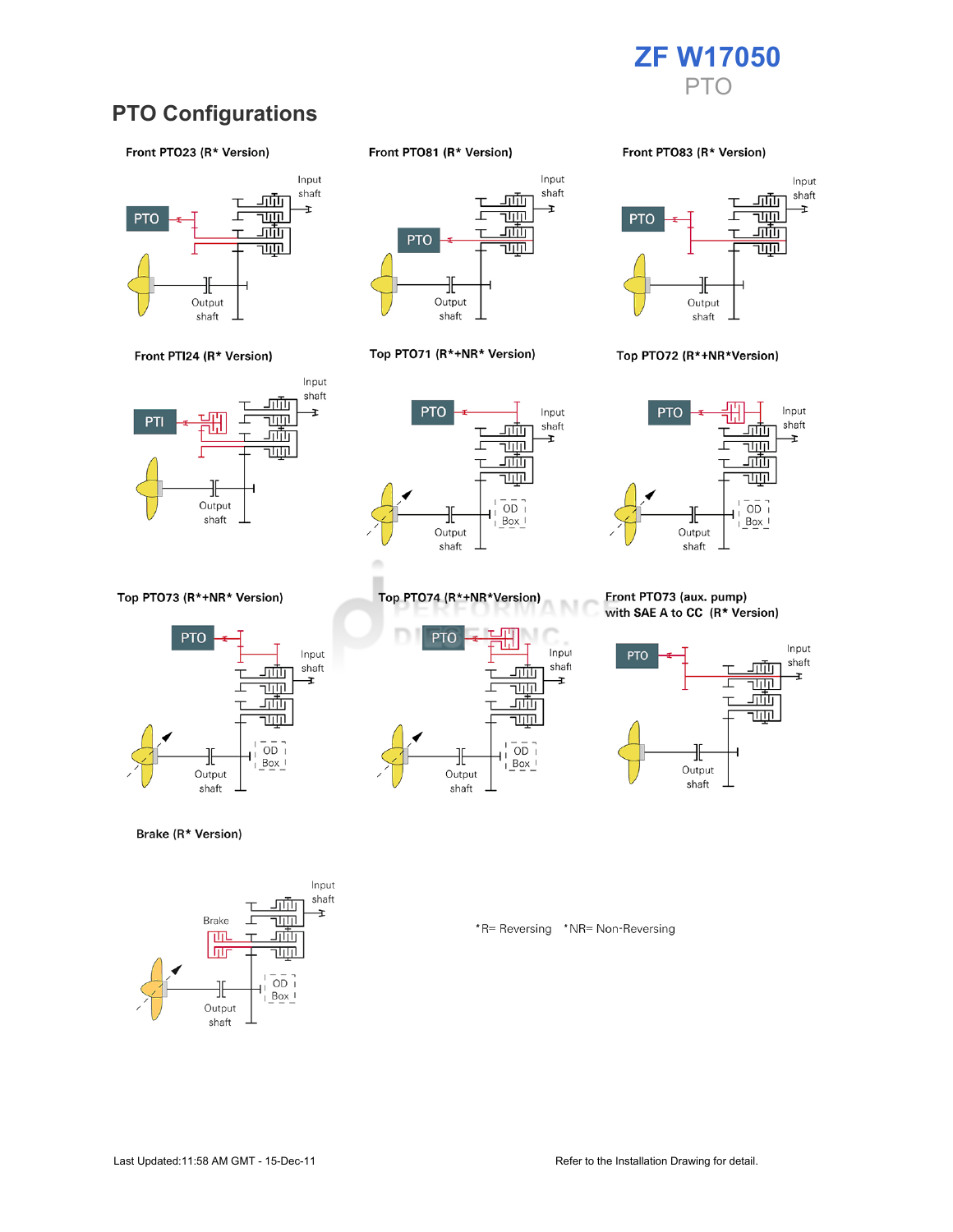# PTO Configurations

Front PTO23 (R* Version)

Front PTO81 (R* Version)

Front PTO83 (R* Version)

Front PTI24 (R* Version)

Top PTO71 (R*+NR* Version)

Top PTO72 (R*+NR*Version)

Top PTO73 (R*+NR* Version)

Top PTO74 (R*+NR*Version)

Front PTO73 (aux. pump) with SAE A to CC (R* Version)

Brake (R* Version)

*R= Reversing *NR= Non-Reversing

Last Updated:11:58 AM GMT - 15-Dec-11

Refer to the Installation Drawing for detail.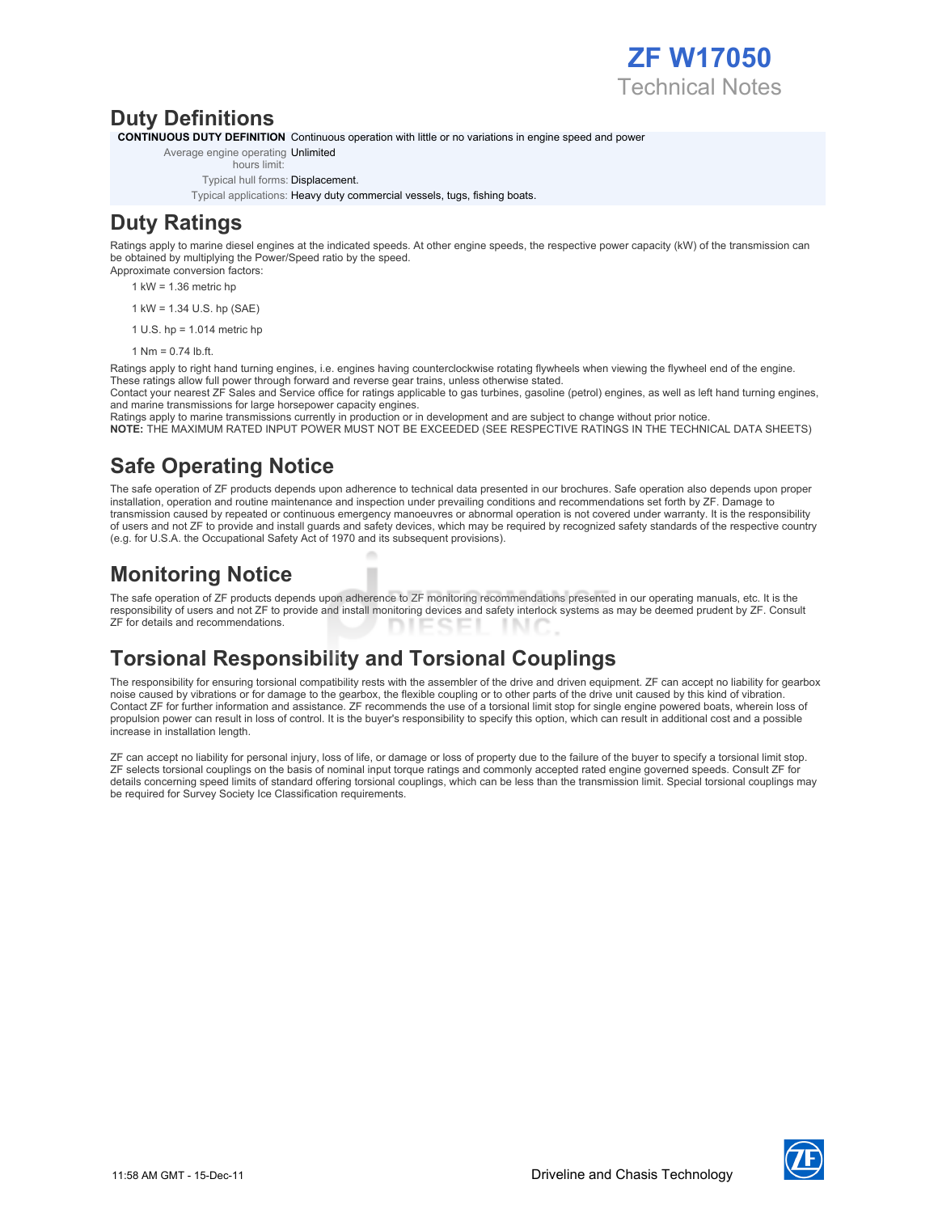# ZF W17050

Technical Notes

## Duty Definitions

| | |
|---|---|
| **CONTINUOUS DUTY DEFINITION** | Continuous operation with little or no variations in engine speed and power |
| Average engine operating hours limit: | Unlimited |
| Typical hull forms: | Displacement. |
| Typical applications: | Heavy duty commercial vessels, tugs, fishing boats. |

## Duty Ratings

Ratings apply to marine diesel engines at the indicated speeds. At other engine speeds, the respective power capacity (kW) of the transmission can be obtained by multiplying the Power/Speed ratio by the speed.
Approximate conversion factors:

1 kW = 1.36 metric hp

1 kW = 1.34 U.S. hp (SAE)

1 U.S. hp = 1.014 metric hp

1 Nm = 0.74 lb.ft.

Ratings apply to right hand turning engines, i.e. engines having counterclockwise rotating flywheels when viewing the flywheel end of the engine. These ratings allow full power through forward and reverse gear trains, unless otherwise stated.
Contact your nearest ZF Sales and Service office for ratings applicable to gas turbines, gasoline (petrol) engines, as well as left hand turning engines, and marine transmissions for large horsepower capacity engines.
Ratings apply to marine transmissions currently in production or in development and are subject to change without prior notice.
**NOTE:** THE MAXIMUM RATED INPUT POWER MUST NOT BE EXCEEDED (SEE RESPECTIVE RATINGS IN THE TECHNICAL DATA SHEETS)

## Safe Operating Notice

The safe operation of ZF products depends upon adherence to technical data presented in our brochures. Safe operation also depends upon proper installation, operation and routine maintenance and inspection under prevailing conditions and recommendations set forth by ZF. Damage to transmission caused by repeated or continuous emergency manoeuvres or abnormal operation is not covered under warranty. It is the responsibility of users and not ZF to provide and install guards and safety devices, which may be required by recognized safety standards of the respective country (e.g. for U.S.A. the Occupational Safety Act of 1970 and its subsequent provisions).

## Monitoring Notice

The safe operation of ZF products depends upon adherence to ZF monitoring recommendations presented in our operating manuals, etc. It is the responsibility of users and not ZF to provide and install monitoring devices and safety interlock systems as may be deemed prudent by ZF. Consult ZF for details and recommendations.

## Torsional Responsibility and Torsional Couplings

The responsibility for ensuring torsional compatibility rests with the assembler of the drive and driven equipment. ZF can accept no liability for gearbox noise caused by vibrations or for damage to the gearbox, the flexible coupling or to other parts of the drive unit caused by this kind of vibration. Contact ZF for further information and assistance. ZF recommends the use of a torsional limit stop for single engine powered boats, wherein loss of propulsion power can result in loss of control. It is the buyer's responsibility to specify this option, which can result in additional cost and a possible increase in installation length.

ZF can accept no liability for personal injury, loss of life, or damage or loss of property due to the failure of the buyer to specify a torsional limit stop.
ZF selects torsional couplings on the basis of nominal input torque ratings and commonly accepted rated engine governed speeds. Consult ZF for details concerning speed limits of standard offering torsional couplings, which can be less than the transmission limit. Special torsional couplings may be required for Survey Society Ice Classification requirements.

11:58 AM GMT - 15-Dec-11

Driveline and Chasis Technology